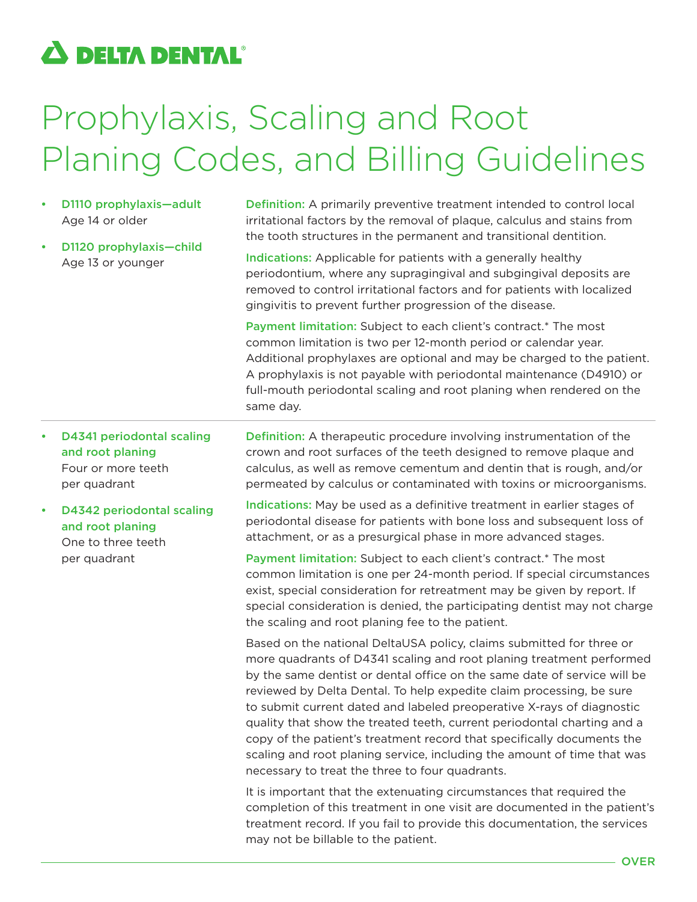**DELTA DENTAL®**

# Prophylaxis, Scaling and Root Planing Codes, and Billing Guidelines

- **D1110 prophylaxis—adult**
  Age 14 or older
- **D1120 prophylaxis—child**
  Age 13 or younger

**Definition:** A primarily preventive treatment intended to control local irritational factors by the removal of plaque, calculus and stains from the tooth structures in the permanent and transitional dentition.

**Indications:** Applicable for patients with a generally healthy periodontium, where any supragingival and subgingival deposits are removed to control irritational factors and for patients with localized gingivitis to prevent further progression of the disease.

**Payment limitation:** Subject to each client's contract.* The most common limitation is two per 12-month period or calendar year. Additional prophylaxes are optional and may be charged to the patient. A prophylaxis is not payable with periodontal maintenance (D4910) or full-mouth periodontal scaling and root planing when rendered on the same day.

---

- **D4341 periodontal scaling and root planing**
  Four or more teeth per quadrant
- **D4342 periodontal scaling and root planing**
  One to three teeth per quadrant

**Definition:** A therapeutic procedure involving instrumentation of the crown and root surfaces of the teeth designed to remove plaque and calculus, as well as remove cementum and dentin that is rough, and/or permeated by calculus or contaminated with toxins or microorganisms.

**Indications:** May be used as a definitive treatment in earlier stages of periodontal disease for patients with bone loss and subsequent loss of attachment, or as a presurgical phase in more advanced stages.

**Payment limitation:** Subject to each client's contract.* The most common limitation is one per 24-month period. If special circumstances exist, special consideration for retreatment may be given by report. If special consideration is denied, the participating dentist may not charge the scaling and root planing fee to the patient.

Based on the national DeltaUSA policy, claims submitted for three or more quadrants of D4341 scaling and root planing treatment performed by the same dentist or dental office on the same date of service will be reviewed by Delta Dental. To help expedite claim processing, be sure to submit current dated and labeled preoperative X-rays of diagnostic quality that show the treated teeth, current periodontal charting and a copy of the patient's treatment record that specifically documents the scaling and root planing service, including the amount of time that was necessary to treat the three to four quadrants.

It is important that the extenuating circumstances that required the completion of this treatment in one visit are documented in the patient's treatment record. If you fail to provide this documentation, the services may not be billable to the patient.

**OVER**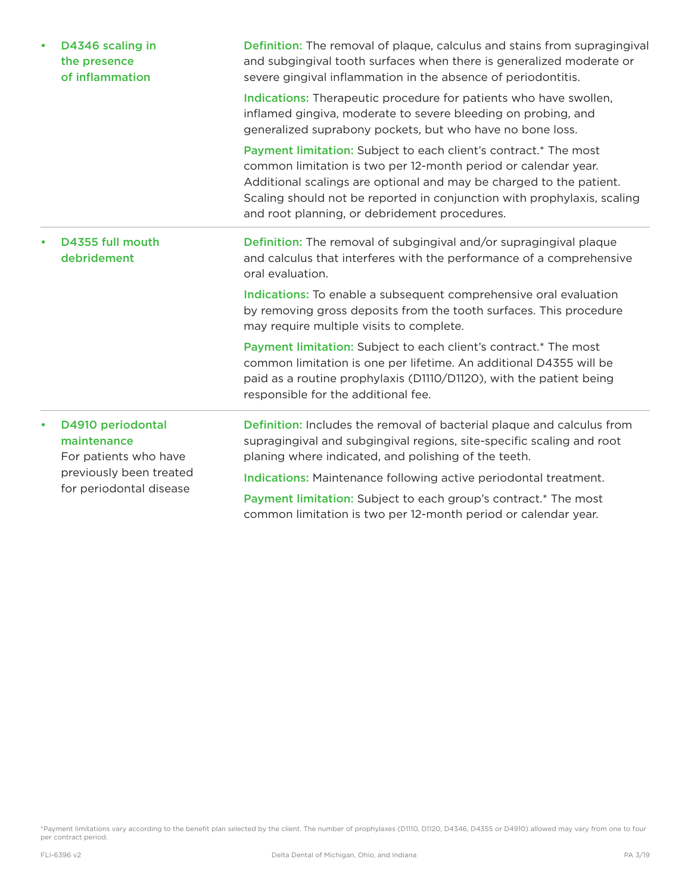- **D4346 scaling in the presence of inflammation**

  **Definition:** The removal of plaque, calculus and stains from supragingival and subgingival tooth surfaces when there is generalized moderate or severe gingival inflammation in the absence of periodontitis.

  **Indications:** Therapeutic procedure for patients who have swollen, inflamed gingiva, moderate to severe bleeding on probing, and generalized suprabony pockets, but who have no bone loss.

  **Payment limitation:** Subject to each client's contract.* The most common limitation is two per 12-month period or calendar year. Additional scalings are optional and may be charged to the patient. Scaling should not be reported in conjunction with prophylaxis, scaling and root planning, or debridement procedures.

- **D4355 full mouth debridement**

  **Definition:** The removal of subgingival and/or supragingival plaque and calculus that interferes with the performance of a comprehensive oral evaluation.

  **Indications:** To enable a subsequent comprehensive oral evaluation by removing gross deposits from the tooth surfaces. This procedure may require multiple visits to complete.

  **Payment limitation:** Subject to each client's contract.* The most common limitation is one per lifetime. An additional D4355 will be paid as a routine prophylaxis (D1110/D1120), with the patient being responsible for the additional fee.

- **D4910 periodontal maintenance**
  For patients who have previously been treated for periodontal disease

  **Definition:** Includes the removal of bacterial plaque and calculus from supragingival and subgingival regions, site-specific scaling and root planing where indicated, and polishing of the teeth.

  **Indications:** Maintenance following active periodontal treatment.

  **Payment limitation:** Subject to each group's contract.* The most common limitation is two per 12-month period or calendar year.

*Payment limitations vary according to the benefit plan selected by the client. The number of prophylaxes (D1110, D1120, D4346, D4355 or D4910) allowed may vary from one to four per contract period.

FLI-6396 v2 Delta Dental of Michigan, Ohio, and Indiana PA 3/19